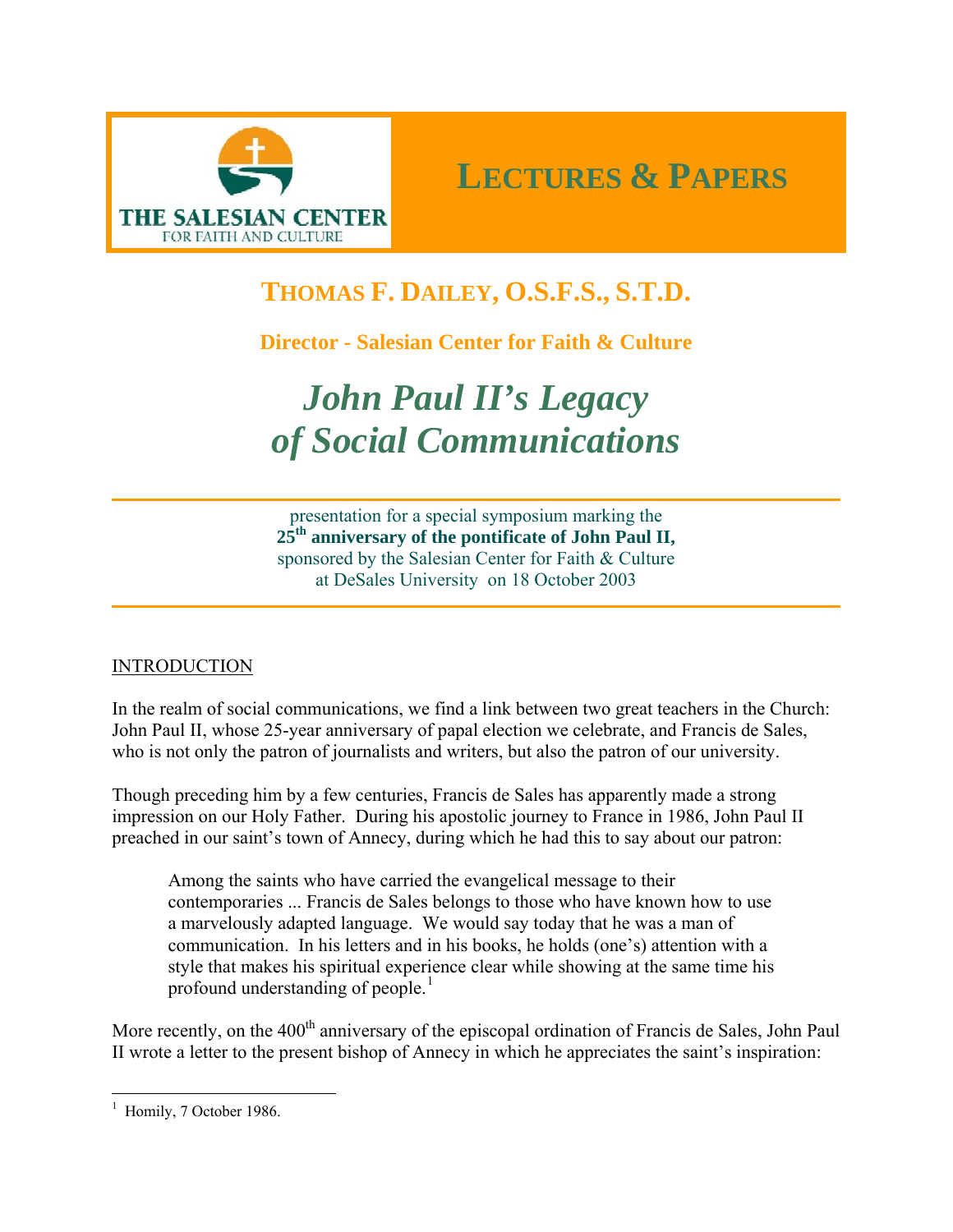THE SALESIAN CENTER
FOR FAITH AND CULTURE

# LECTURES & PAPERS

## THOMAS F. DAILEY, O.S.F.S., S.T.D.

**Director - Salesian Center for Faith & Culture**

# *John Paul II's Legacy of Social Communications*

presentation for a special symposium marking the
**25th anniversary of the pontificate of John Paul II,**
sponsored by the Salesian Center for Faith & Culture
at DeSales University on 18 October 2003

INTRODUCTION

In the realm of social communications, we find a link between two great teachers in the Church: John Paul II, whose 25-year anniversary of papal election we celebrate, and Francis de Sales, who is not only the patron of journalists and writers, but also the patron of our university.

Though preceding him by a few centuries, Francis de Sales has apparently made a strong impression on our Holy Father. During his apostolic journey to France in 1986, John Paul II preached in our saint's town of Annecy, during which he had this to say about our patron:

> Among the saints who have carried the evangelical message to their contemporaries ... Francis de Sales belongs to those who have known how to use a marvelously adapted language. We would say today that he was a man of communication. In his letters and in his books, he holds (one's) attention with a style that makes his spiritual experience clear while showing at the same time his profound understanding of people.[1]

More recently, on the 400th anniversary of the episcopal ordination of Francis de Sales, John Paul II wrote a letter to the present bishop of Annecy in which he appreciates the saint's inspiration:

[1] Homily, 7 October 1986.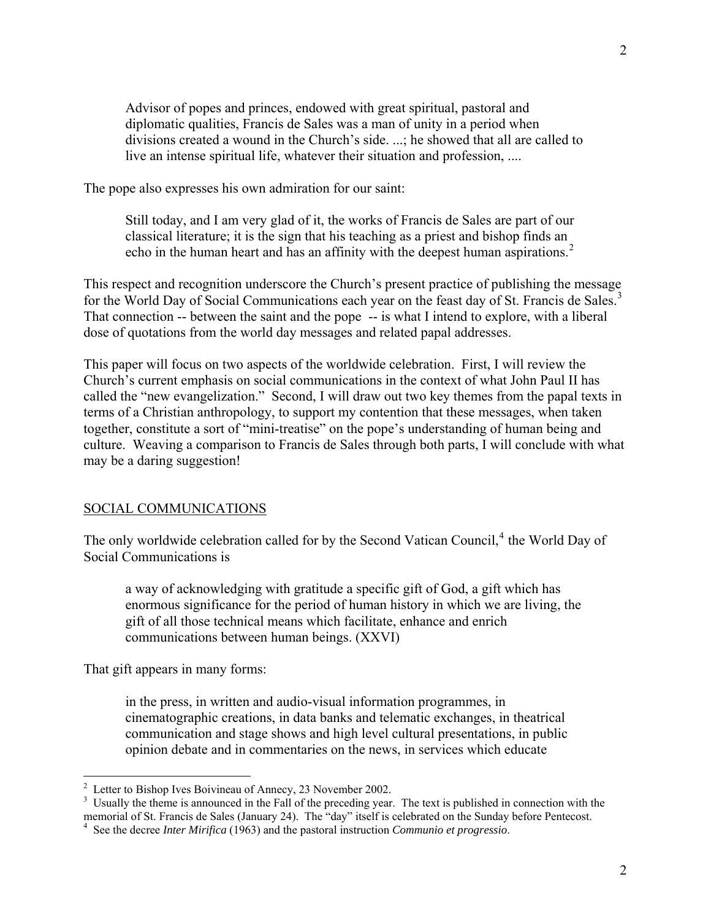> Advisor of popes and princes, endowed with great spiritual, pastoral and diplomatic qualities, Francis de Sales was a man of unity in a period when divisions created a wound in the Church's side. ...; he showed that all are called to live an intense spiritual life, whatever their situation and profession, ....

The pope also expresses his own admiration for our saint:

> Still today, and I am very glad of it, the works of Francis de Sales are part of our classical literature; it is the sign that his teaching as a priest and bishop finds an echo in the human heart and has an affinity with the deepest human aspirations.[2]

This respect and recognition underscore the Church's present practice of publishing the message for the World Day of Social Communications each year on the feast day of St. Francis de Sales.[3] That connection -- between the saint and the pope -- is what I intend to explore, with a liberal dose of quotations from the world day messages and related papal addresses.

This paper will focus on two aspects of the worldwide celebration. First, I will review the Church's current emphasis on social communications in the context of what John Paul II has called the "new evangelization." Second, I will draw out two key themes from the papal texts in terms of a Christian anthropology, to support my contention that these messages, when taken together, constitute a sort of "mini-treatise" on the pope's understanding of human being and culture. Weaving a comparison to Francis de Sales through both parts, I will conclude with what may be a daring suggestion!

## SOCIAL COMMUNICATIONS

The only worldwide celebration called for by the Second Vatican Council,[4] the World Day of Social Communications is

> a way of acknowledging with gratitude a specific gift of God, a gift which has enormous significance for the period of human history in which we are living, the gift of all those technical means which facilitate, enhance and enrich communications between human beings. (XXVI)

That gift appears in many forms:

> in the press, in written and audio-visual information programmes, in cinematographic creations, in data banks and telematic exchanges, in theatrical communication and stage shows and high level cultural presentations, in public opinion debate and in commentaries on the news, in services which educate

---

[2] Letter to Bishop Ives Boivineau of Annecy, 23 November 2002.

[3] Usually the theme is announced in the Fall of the preceding year. The text is published in connection with the memorial of St. Francis de Sales (January 24). The "day" itself is celebrated on the Sunday before Pentecost.

[4] See the decree *Inter Mirifica* (1963) and the pastoral instruction *Communio et progressio*.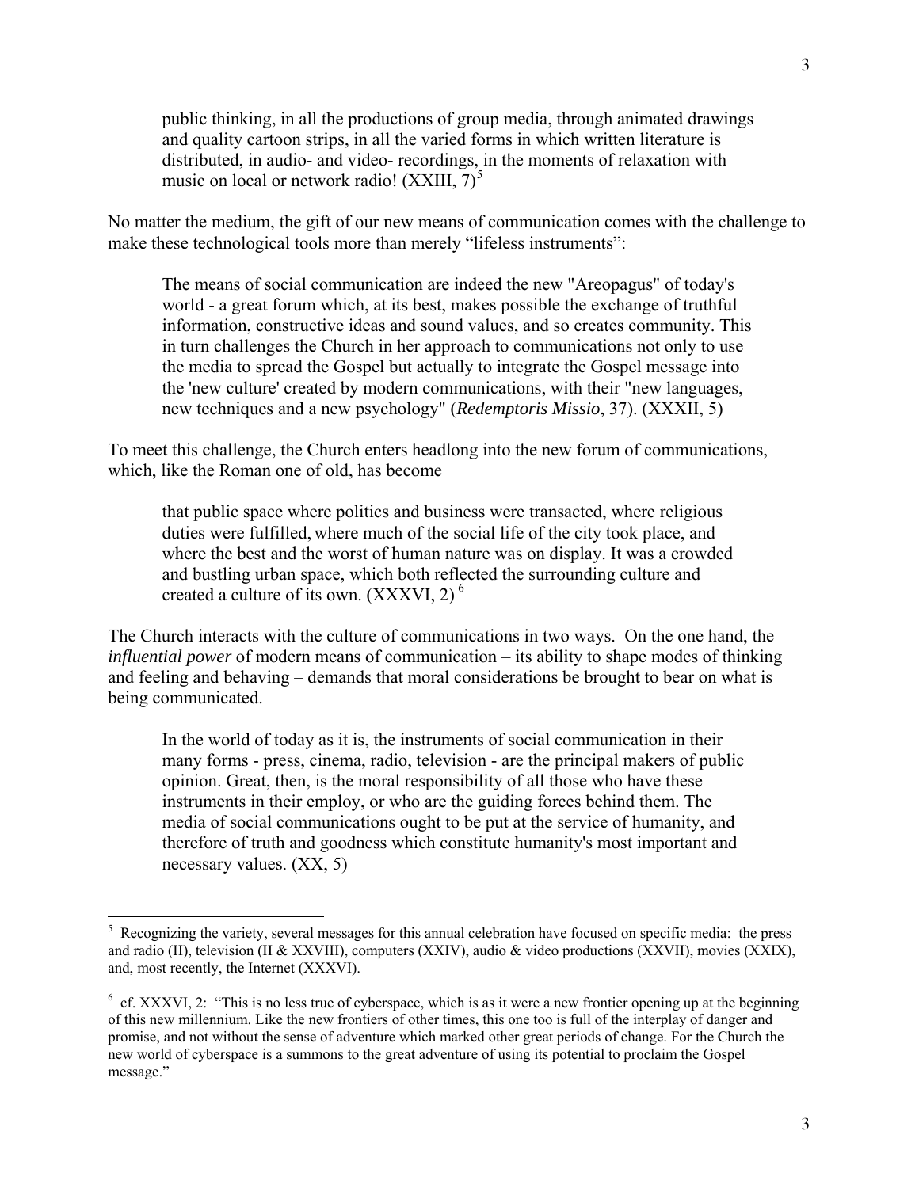> public thinking, in all the productions of group media, through animated drawings and quality cartoon strips, in all the varied forms in which written literature is distributed, in audio- and video- recordings, in the moments of relaxation with music on local or network radio! (XXIII, 7)[5]

No matter the medium, the gift of our new means of communication comes with the challenge to make these technological tools more than merely "lifeless instruments":

> The means of social communication are indeed the new "Areopagus" of today's world - a great forum which, at its best, makes possible the exchange of truthful information, constructive ideas and sound values, and so creates community. This in turn challenges the Church in her approach to communications not only to use the media to spread the Gospel but actually to integrate the Gospel message into the 'new culture' created by modern communications, with their "new languages, new techniques and a new psychology" (*Redemptoris Missio*, 37). (XXXII, 5)

To meet this challenge, the Church enters headlong into the new forum of communications, which, like the Roman one of old, has become

> that public space where politics and business were transacted, where religious duties were fulfilled, where much of the social life of the city took place, and where the best and the worst of human nature was on display. It was a crowded and bustling urban space, which both reflected the surrounding culture and created a culture of its own. (XXXVI, 2)[6]

The Church interacts with the culture of communications in two ways. On the one hand, the *influential power* of modern means of communication – its ability to shape modes of thinking and feeling and behaving – demands that moral considerations be brought to bear on what is being communicated.

> In the world of today as it is, the instruments of social communication in their many forms - press, cinema, radio, television - are the principal makers of public opinion. Great, then, is the moral responsibility of all those who have these instruments in their employ, or who are the guiding forces behind them. The media of social communications ought to be put at the service of humanity, and therefore of truth and goodness which constitute humanity's most important and necessary values. (XX, 5)

---

[5] Recognizing the variety, several messages for this annual celebration have focused on specific media: the press and radio (II), television (II & XXVIII), computers (XXIV), audio & video productions (XXVII), movies (XXIX), and, most recently, the Internet (XXXVI).

[6] cf. XXXVI, 2: "This is no less true of cyberspace, which is as it were a new frontier opening up at the beginning of this new millennium. Like the new frontiers of other times, this one too is full of the interplay of danger and promise, and not without the sense of adventure which marked other great periods of change. For the Church the new world of cyberspace is a summons to the great adventure of using its potential to proclaim the Gospel message."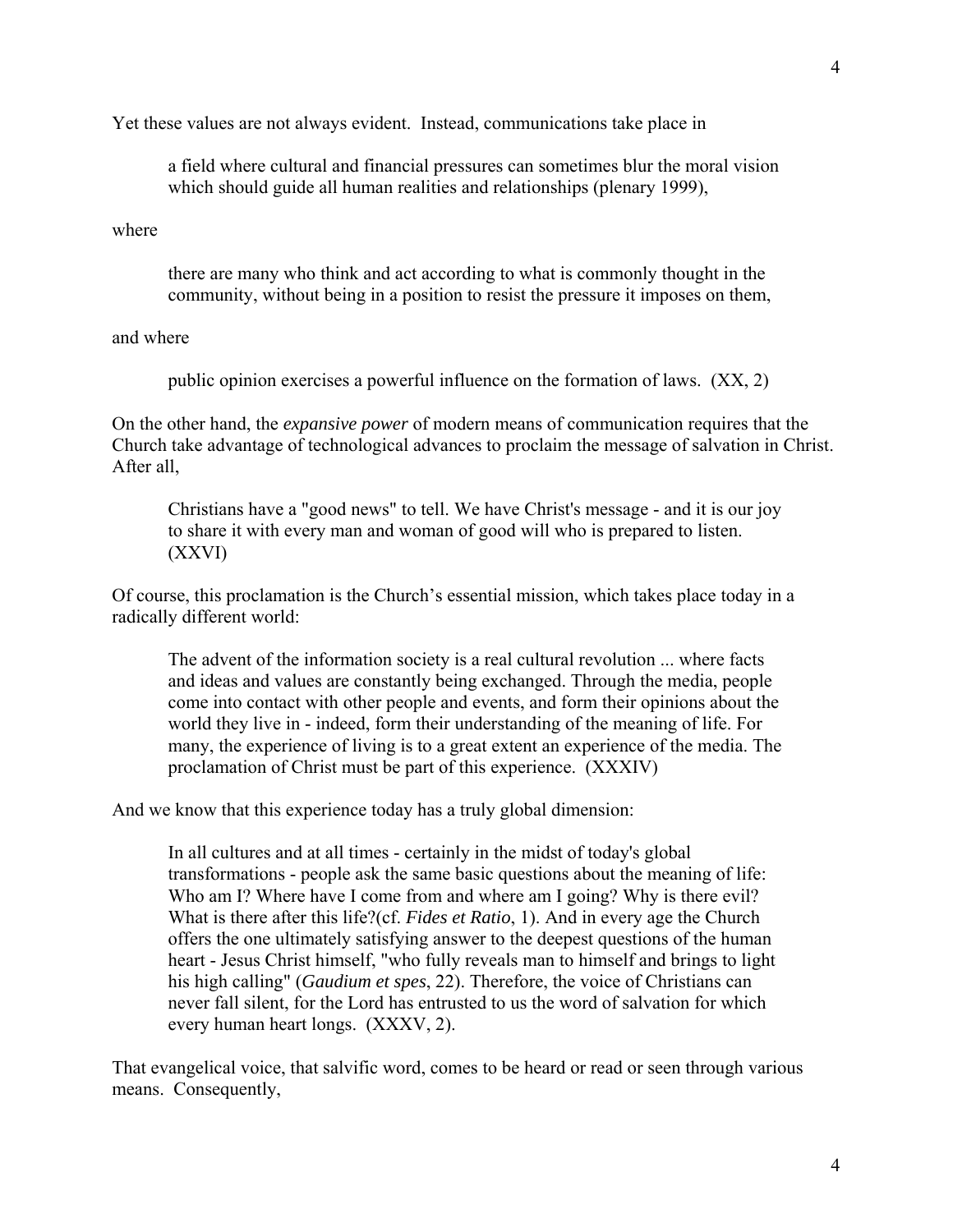Yet these values are not always evident. Instead, communications take place in

> a field where cultural and financial pressures can sometimes blur the moral vision which should guide all human realities and relationships (plenary 1999),

where

> there are many who think and act according to what is commonly thought in the community, without being in a position to resist the pressure it imposes on them,

and where

> public opinion exercises a powerful influence on the formation of laws. (XX, 2)

On the other hand, the *expansive power* of modern means of communication requires that the Church take advantage of technological advances to proclaim the message of salvation in Christ. After all,

> Christians have a "good news" to tell. We have Christ's message - and it is our joy to share it with every man and woman of good will who is prepared to listen. (XXVI)

Of course, this proclamation is the Church's essential mission, which takes place today in a radically different world:

> The advent of the information society is a real cultural revolution ... where facts and ideas and values are constantly being exchanged. Through the media, people come into contact with other people and events, and form their opinions about the world they live in - indeed, form their understanding of the meaning of life. For many, the experience of living is to a great extent an experience of the media. The proclamation of Christ must be part of this experience. (XXXIV)

And we know that this experience today has a truly global dimension:

> In all cultures and at all times - certainly in the midst of today's global transformations - people ask the same basic questions about the meaning of life: Who am I? Where have I come from and where am I going? Why is there evil? What is there after this life?(cf. *Fides et Ratio*, 1). And in every age the Church offers the one ultimately satisfying answer to the deepest questions of the human heart - Jesus Christ himself, "who fully reveals man to himself and brings to light his high calling" (*Gaudium et spes*, 22). Therefore, the voice of Christians can never fall silent, for the Lord has entrusted to us the word of salvation for which every human heart longs. (XXXV, 2).

That evangelical voice, that salvific word, comes to be heard or read or seen through various means. Consequently,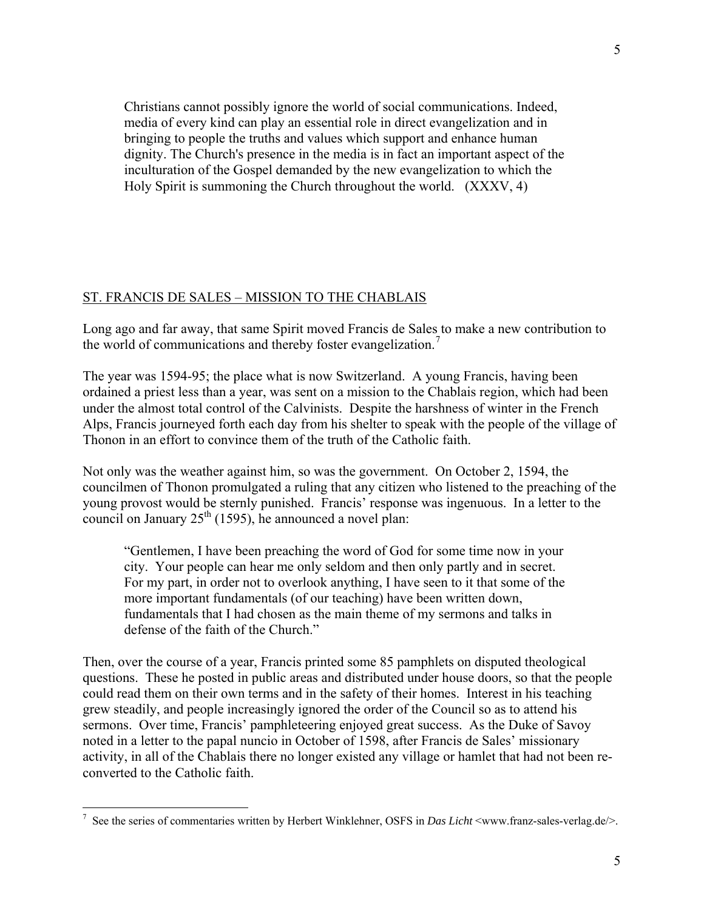> Christians cannot possibly ignore the world of social communications. Indeed, media of every kind can play an essential role in direct evangelization and in bringing to people the truths and values which support and enhance human dignity. The Church's presence in the media is in fact an important aspect of the inculturation of the Gospel demanded by the new evangelization to which the Holy Spirit is summoning the Church throughout the world. (XXXV, 4)

## ST. FRANCIS DE SALES – MISSION TO THE CHABLAIS

Long ago and far away, that same Spirit moved Francis de Sales to make a new contribution to the world of communications and thereby foster evangelization.[7]

The year was 1594-95; the place what is now Switzerland. A young Francis, having been ordained a priest less than a year, was sent on a mission to the Chablais region, which had been under the almost total control of the Calvinists. Despite the harshness of winter in the French Alps, Francis journeyed forth each day from his shelter to speak with the people of the village of Thonon in an effort to convince them of the truth of the Catholic faith.

Not only was the weather against him, so was the government. On October 2, 1594, the councilmen of Thonon promulgated a ruling that any citizen who listened to the preaching of the young provost would be sternly punished. Francis' response was ingenuous. In a letter to the council on January 25th (1595), he announced a novel plan:

> "Gentlemen, I have been preaching the word of God for some time now in your city. Your people can hear me only seldom and then only partly and in secret. For my part, in order not to overlook anything, I have seen to it that some of the more important fundamentals (of our teaching) have been written down, fundamentals that I had chosen as the main theme of my sermons and talks in defense of the faith of the Church."

Then, over the course of a year, Francis printed some 85 pamphlets on disputed theological questions. These he posted in public areas and distributed under house doors, so that the people could read them on their own terms and in the safety of their homes. Interest in his teaching grew steadily, and people increasingly ignored the order of the Council so as to attend his sermons. Over time, Francis' pamphleteering enjoyed great success. As the Duke of Savoy noted in a letter to the papal nuncio in October of 1598, after Francis de Sales' missionary activity, in all of the Chablais there no longer existed any village or hamlet that had not been re-converted to the Catholic faith.

---

[7] See the series of commentaries written by Herbert Winklehner, OSFS in *Das Licht* <www.franz-sales-verlag.de/>.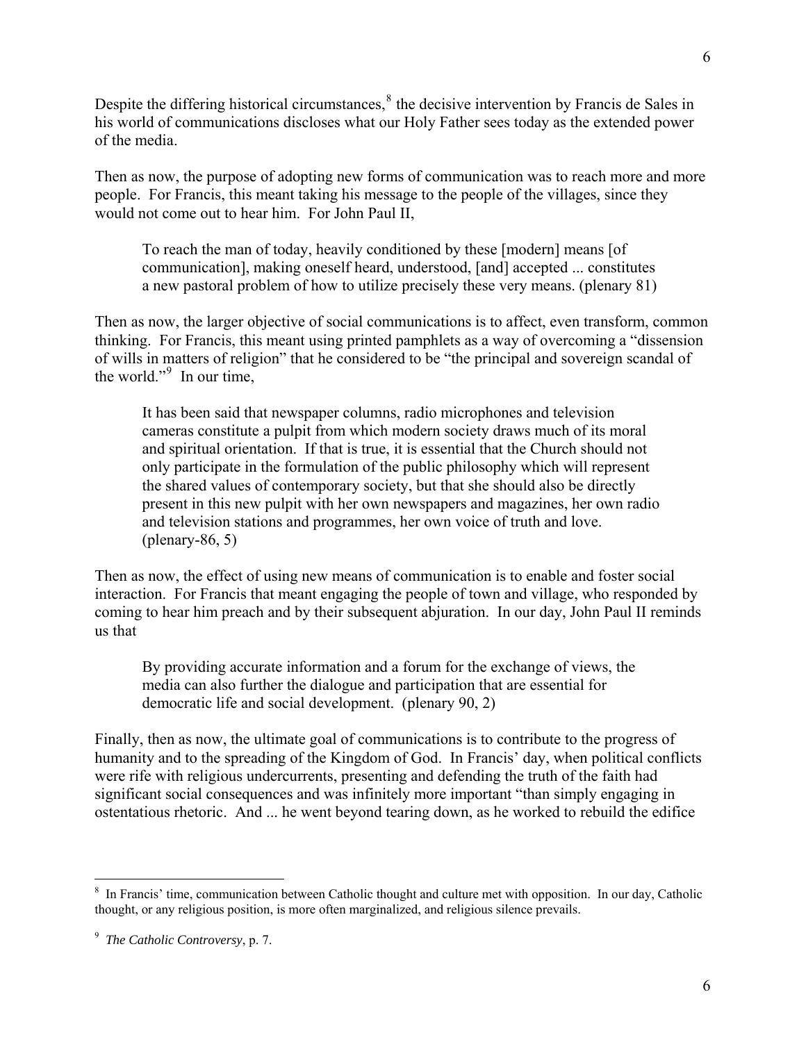Despite the differing historical circumstances,[8] the decisive intervention by Francis de Sales in his world of communications discloses what our Holy Father sees today as the extended power of the media.

Then as now, the purpose of adopting new forms of communication was to reach more and more people. For Francis, this meant taking his message to the people of the villages, since they would not come out to hear him. For John Paul II,

> To reach the man of today, heavily conditioned by these [modern] means [of communication], making oneself heard, understood, [and] accepted ... constitutes a new pastoral problem of how to utilize precisely these very means. (plenary 81)

Then as now, the larger objective of social communications is to affect, even transform, common thinking. For Francis, this meant using printed pamphlets as a way of overcoming a "dissension of wills in matters of religion" that he considered to be "the principal and sovereign scandal of the world."[9] In our time,

> It has been said that newspaper columns, radio microphones and television cameras constitute a pulpit from which modern society draws much of its moral and spiritual orientation. If that is true, it is essential that the Church should not only participate in the formulation of the public philosophy which will represent the shared values of contemporary society, but that she should also be directly present in this new pulpit with her own newspapers and magazines, her own radio and television stations and programmes, her own voice of truth and love. (plenary-86, 5)

Then as now, the effect of using new means of communication is to enable and foster social interaction. For Francis that meant engaging the people of town and village, who responded by coming to hear him preach and by their subsequent abjuration. In our day, John Paul II reminds us that

> By providing accurate information and a forum for the exchange of views, the media can also further the dialogue and participation that are essential for democratic life and social development. (plenary 90, 2)

Finally, then as now, the ultimate goal of communications is to contribute to the progress of humanity and to the spreading of the Kingdom of God. In Francis' day, when political conflicts were rife with religious undercurrents, presenting and defending the truth of the faith had significant social consequences and was infinitely more important "than simply engaging in ostentatious rhetoric. And ... he went beyond tearing down, as he worked to rebuild the edifice

---

[8] In Francis' time, communication between Catholic thought and culture met with opposition. In our day, Catholic thought, or any religious position, is more often marginalized, and religious silence prevails.

[9] *The Catholic Controversy*, p. 7.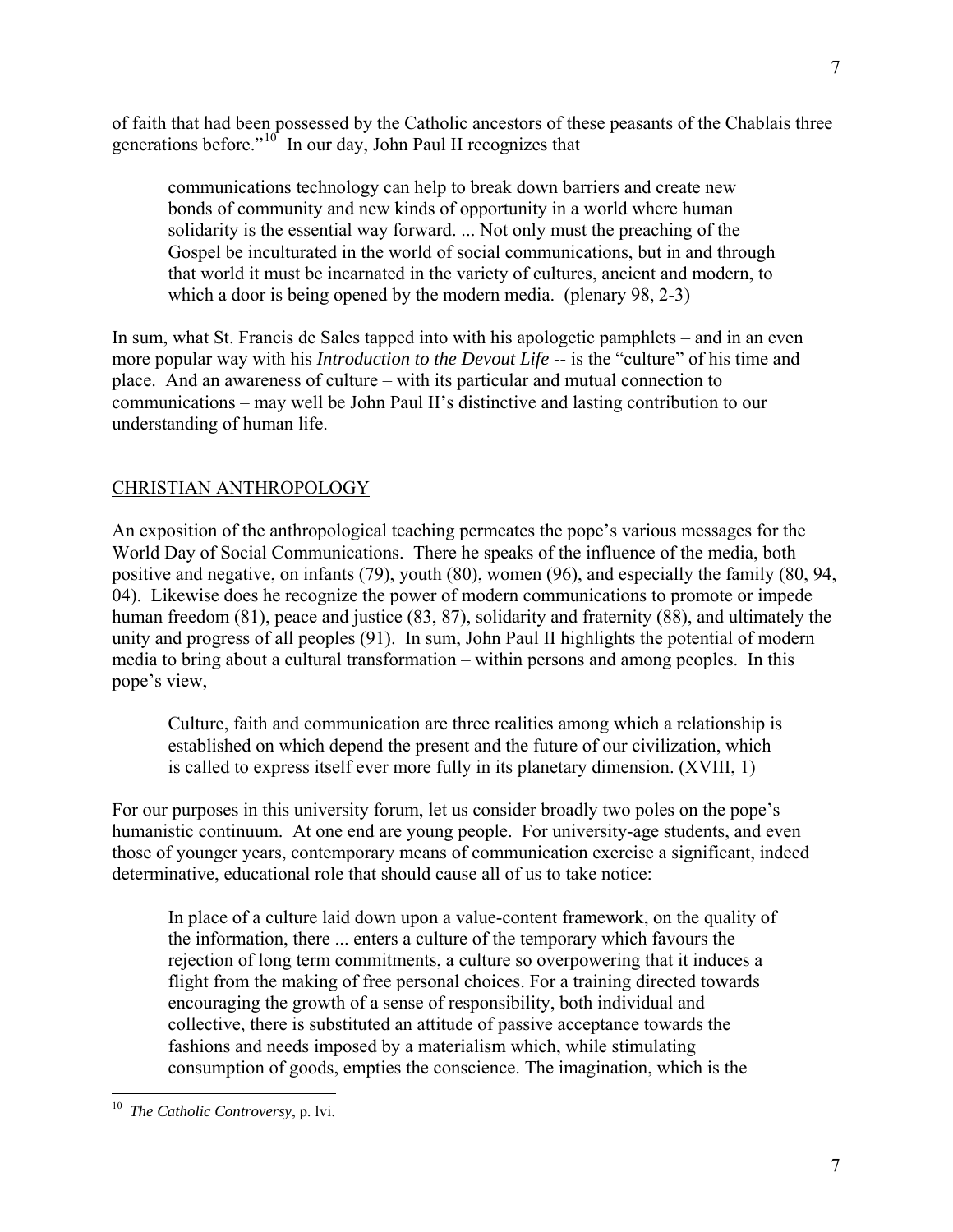of faith that had been possessed by the Catholic ancestors of these peasants of the Chablais three generations before."[10] In our day, John Paul II recognizes that

> communications technology can help to break down barriers and create new bonds of community and new kinds of opportunity in a world where human solidarity is the essential way forward. ... Not only must the preaching of the Gospel be inculturated in the world of social communications, but in and through that world it must be incarnated in the variety of cultures, ancient and modern, to which a door is being opened by the modern media. (plenary 98, 2-3)

In sum, what St. Francis de Sales tapped into with his apologetic pamphlets – and in an even more popular way with his *Introduction to the Devout Life* -- is the "culture" of his time and place. And an awareness of culture – with its particular and mutual connection to communications – may well be John Paul II's distinctive and lasting contribution to our understanding of human life.

## CHRISTIAN ANTHROPOLOGY

An exposition of the anthropological teaching permeates the pope's various messages for the World Day of Social Communications. There he speaks of the influence of the media, both positive and negative, on infants (79), youth (80), women (96), and especially the family (80, 94, 04). Likewise does he recognize the power of modern communications to promote or impede human freedom (81), peace and justice (83, 87), solidarity and fraternity (88), and ultimately the unity and progress of all peoples (91). In sum, John Paul II highlights the potential of modern media to bring about a cultural transformation – within persons and among peoples. In this pope's view,

> Culture, faith and communication are three realities among which a relationship is established on which depend the present and the future of our civilization, which is called to express itself ever more fully in its planetary dimension. (XVIII, 1)

For our purposes in this university forum, let us consider broadly two poles on the pope's humanistic continuum. At one end are young people. For university-age students, and even those of younger years, contemporary means of communication exercise a significant, indeed determinative, educational role that should cause all of us to take notice:

> In place of a culture laid down upon a value-content framework, on the quality of the information, there ... enters a culture of the temporary which favours the rejection of long term commitments, a culture so overpowering that it induces a flight from the making of free personal choices. For a training directed towards encouraging the growth of a sense of responsibility, both individual and collective, there is substituted an attitude of passive acceptance towards the fashions and needs imposed by a materialism which, while stimulating consumption of goods, empties the conscience. The imagination, which is the

[10] *The Catholic Controversy*, p. lvi.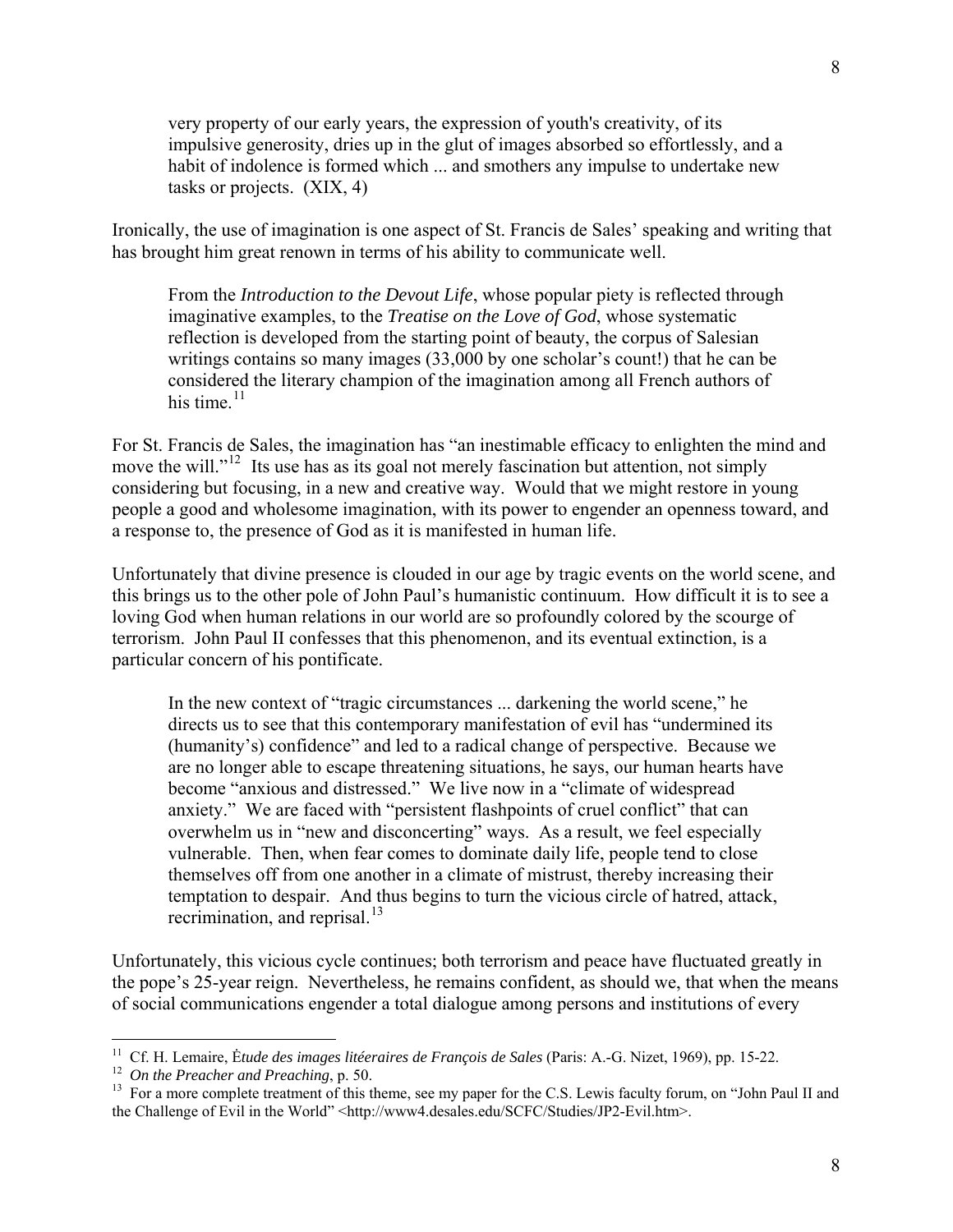> very property of our early years, the expression of youth's creativity, of its impulsive generosity, dries up in the glut of images absorbed so effortlessly, and a habit of indolence is formed which ... and smothers any impulse to undertake new tasks or projects. (XIX, 4)

Ironically, the use of imagination is one aspect of St. Francis de Sales' speaking and writing that has brought him great renown in terms of his ability to communicate well.

> From the *Introduction to the Devout Life*, whose popular piety is reflected through imaginative examples, to the *Treatise on the Love of God*, whose systematic reflection is developed from the starting point of beauty, the corpus of Salesian writings contains so many images (33,000 by one scholar's count!) that he can be considered the literary champion of the imagination among all French authors of his time.[11]

For St. Francis de Sales, the imagination has "an inestimable efficacy to enlighten the mind and move the will."[12] Its use has as its goal not merely fascination but attention, not simply considering but focusing, in a new and creative way. Would that we might restore in young people a good and wholesome imagination, with its power to engender an openness toward, and a response to, the presence of God as it is manifested in human life.

Unfortunately that divine presence is clouded in our age by tragic events on the world scene, and this brings us to the other pole of John Paul's humanistic continuum. How difficult it is to see a loving God when human relations in our world are so profoundly colored by the scourge of terrorism. John Paul II confesses that this phenomenon, and its eventual extinction, is a particular concern of his pontificate.

> In the new context of "tragic circumstances ... darkening the world scene," he directs us to see that this contemporary manifestation of evil has "undermined its (humanity's) confidence" and led to a radical change of perspective. Because we are no longer able to escape threatening situations, he says, our human hearts have become "anxious and distressed." We live now in a "climate of widespread anxiety." We are faced with "persistent flashpoints of cruel conflict" that can overwhelm us in "new and disconcerting" ways. As a result, we feel especially vulnerable. Then, when fear comes to dominate daily life, people tend to close themselves off from one another in a climate of mistrust, thereby increasing their temptation to despair. And thus begins to turn the vicious circle of hatred, attack, recrimination, and reprisal.[13]

Unfortunately, this vicious cycle continues; both terrorism and peace have fluctuated greatly in the pope's 25-year reign. Nevertheless, he remains confident, as should we, that when the means of social communications engender a total dialogue among persons and institutions of every

---

[11] Cf. H. Lemaire, *Ėtude des images litéeraires de François de Sales* (Paris: A.-G. Nizet, 1969), pp. 15-22.

[12] *On the Preacher and Preaching*, p. 50.

[13] For a more complete treatment of this theme, see my paper for the C.S. Lewis faculty forum, on "John Paul II and the Challenge of Evil in the World" <http://www4.desales.edu/SCFC/Studies/JP2-Evil.htm>.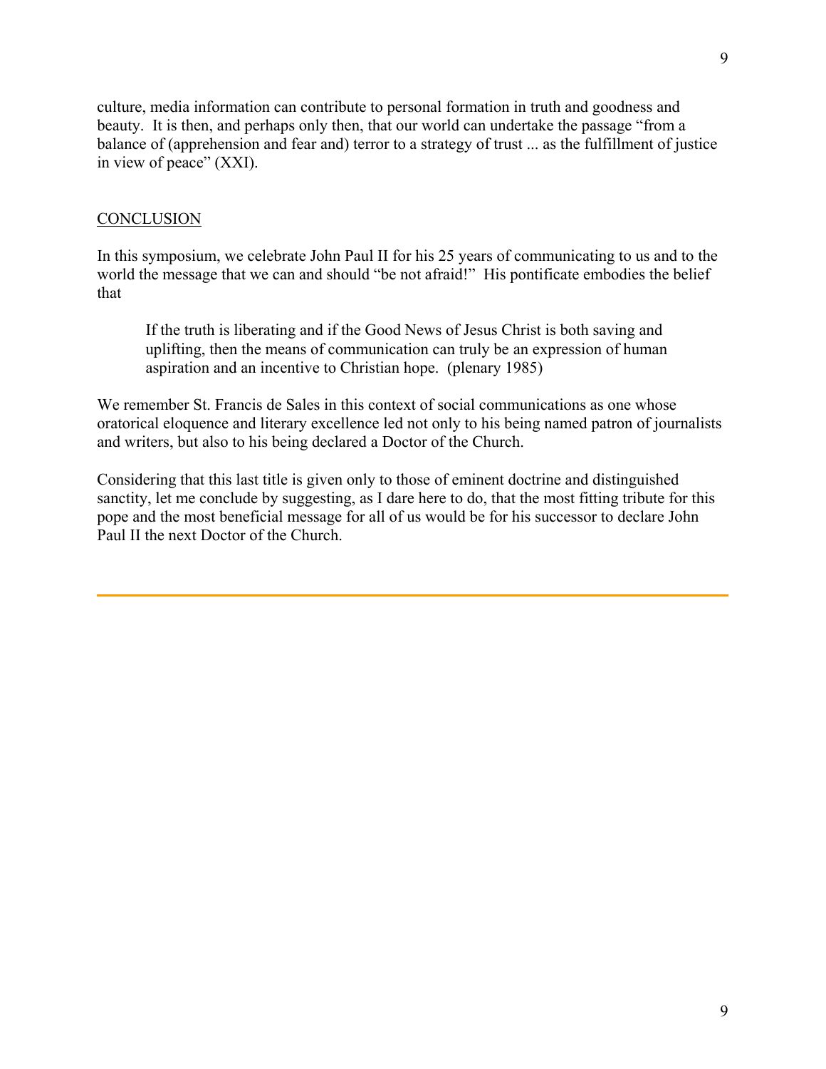culture, media information can contribute to personal formation in truth and goodness and beauty. It is then, and perhaps only then, that our world can undertake the passage "from a balance of (apprehension and fear and) terror to a strategy of trust ... as the fulfillment of justice in view of peace" (XXI).

## CONCLUSION

In this symposium, we celebrate John Paul II for his 25 years of communicating to us and to the world the message that we can and should "be not afraid!" His pontificate embodies the belief that

> If the truth is liberating and if the Good News of Jesus Christ is both saving and uplifting, then the means of communication can truly be an expression of human aspiration and an incentive to Christian hope. (plenary 1985)

We remember St. Francis de Sales in this context of social communications as one whose oratorical eloquence and literary excellence led not only to his being named patron of journalists and writers, but also to his being declared a Doctor of the Church.

Considering that this last title is given only to those of eminent doctrine and distinguished sanctity, let me conclude by suggesting, as I dare here to do, that the most fitting tribute for this pope and the most beneficial message for all of us would be for his successor to declare John Paul II the next Doctor of the Church.